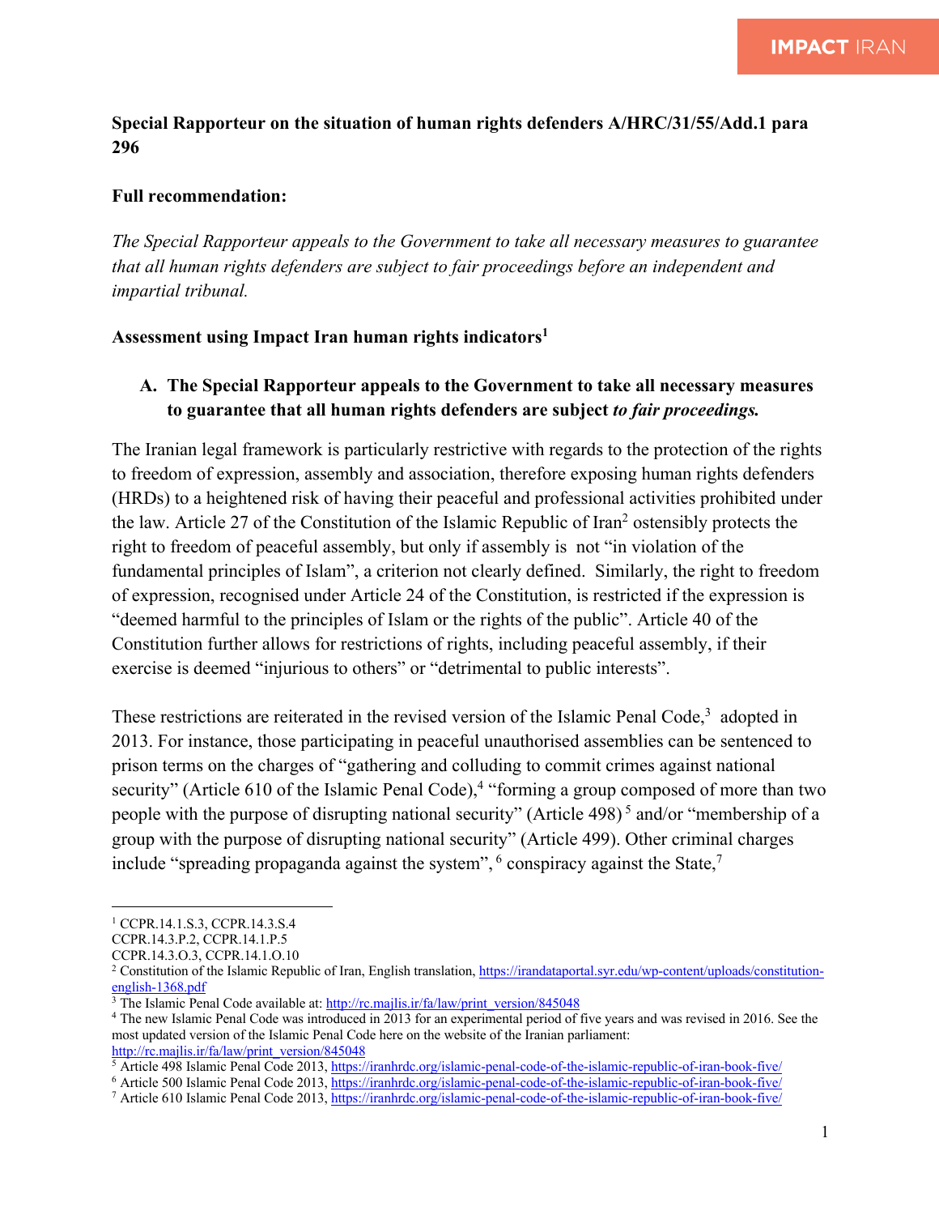**Special Rapporteur on the situation of human rights defenders A/HRC/31/55/Add.1 para 296**

**Full recommendation:**

*The Special Rapporteur appeals to the Government to take all necessary measures to guarantee that all human rights defenders are subject to fair proceedings before an independent and impartial tribunal.*

**Assessment using Impact Iran human rights indicators**[1]

**A. The Special Rapporteur appeals to the Government to take all necessary measures to guarantee that all human rights defenders are subject *to fair proceedings.***

The Iranian legal framework is particularly restrictive with regards to the protection of the rights to freedom of expression, assembly and association, therefore exposing human rights defenders (HRDs) to a heightened risk of having their peaceful and professional activities prohibited under the law. Article 27 of the Constitution of the Islamic Republic of Iran[2] ostensibly protects the right to freedom of peaceful assembly, but only if assembly is not "in violation of the fundamental principles of Islam", a criterion not clearly defined. Similarly, the right to freedom of expression, recognised under Article 24 of the Constitution, is restricted if the expression is "deemed harmful to the principles of Islam or the rights of the public". Article 40 of the Constitution further allows for restrictions of rights, including peaceful assembly, if their exercise is deemed "injurious to others" or "detrimental to public interests".

These restrictions are reiterated in the revised version of the Islamic Penal Code,[3] adopted in 2013. For instance, those participating in peaceful unauthorised assemblies can be sentenced to prison terms on the charges of "gathering and colluding to commit crimes against national security" (Article 610 of the Islamic Penal Code),[4] "forming a group composed of more than two people with the purpose of disrupting national security" (Article 498)[5] and/or "membership of a group with the purpose of disrupting national security" (Article 499). Other criminal charges include "spreading propaganda against the system",[6] conspiracy against the State,[7]

---

[1] CCPR.14.1.S.3, CCPR.14.3.S.4
CCPR.14.3.P.2, CCPR.14.1.P.5
CCPR.14.3.O.3, CCPR.14.1.O.10

[2] Constitution of the Islamic Republic of Iran, English translation, https://irandataportal.syr.edu/wp-content/uploads/constitution-english-1368.pdf

[3] The Islamic Penal Code available at: http://rc.majlis.ir/fa/law/print_version/845048

[4] The new Islamic Penal Code was introduced in 2013 for an experimental period of five years and was revised in 2016. See the most updated version of the Islamic Penal Code here on the website of the Iranian parliament: http://rc.majlis.ir/fa/law/print_version/845048

[5] Article 498 Islamic Penal Code 2013, https://iranhrdc.org/islamic-penal-code-of-the-islamic-republic-of-iran-book-five/

[6] Article 500 Islamic Penal Code 2013, https://iranhrdc.org/islamic-penal-code-of-the-islamic-republic-of-iran-book-five/

[7] Article 610 Islamic Penal Code 2013, https://iranhrdc.org/islamic-penal-code-of-the-islamic-republic-of-iran-book-five/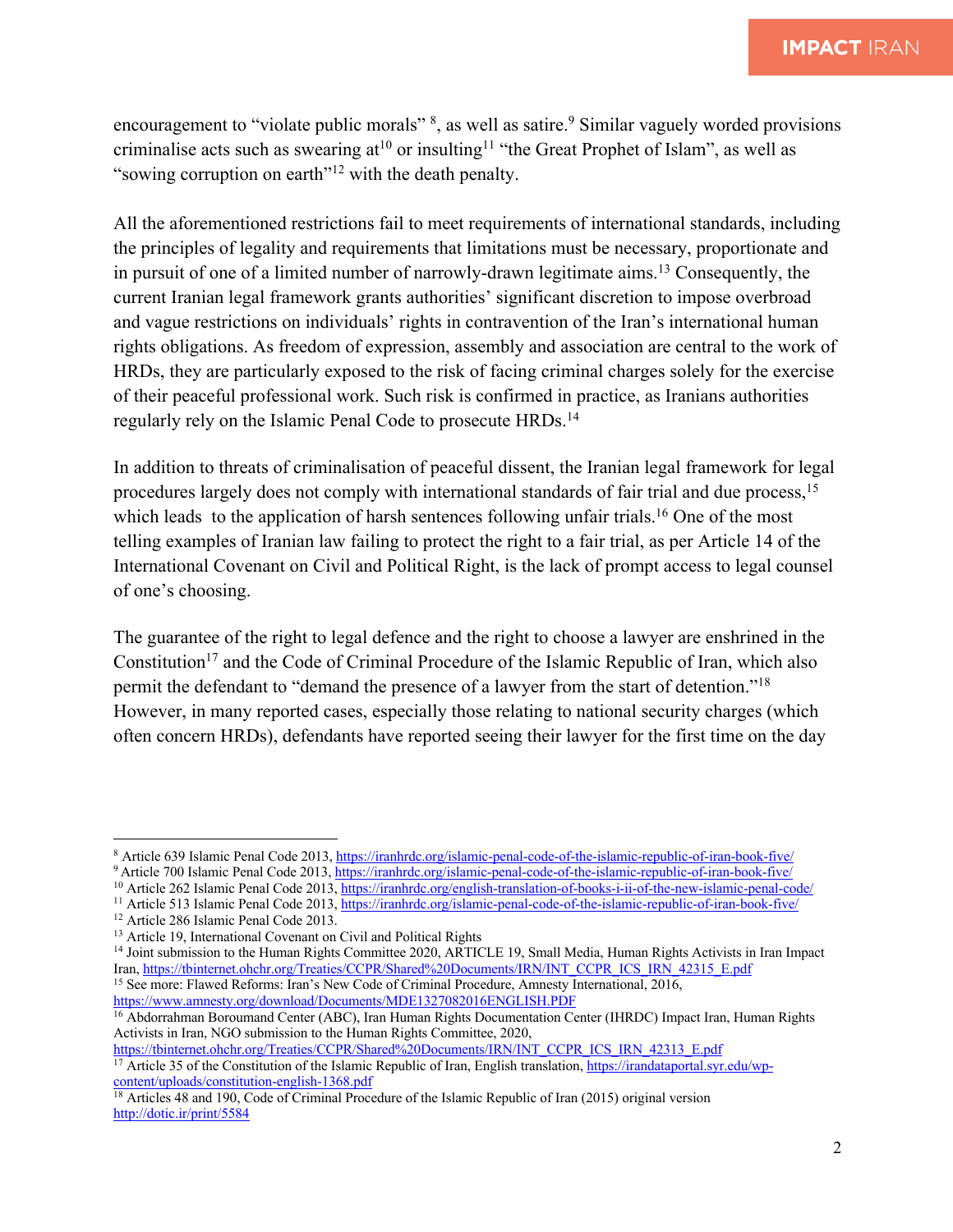encouragement to "violate public morals" [8], as well as satire.[9] Similar vaguely worded provisions criminalise acts such as swearing at[10] or insulting[11] "the Great Prophet of Islam", as well as "sowing corruption on earth"[12] with the death penalty.

All the aforementioned restrictions fail to meet requirements of international standards, including the principles of legality and requirements that limitations must be necessary, proportionate and in pursuit of one of a limited number of narrowly-drawn legitimate aims.[13] Consequently, the current Iranian legal framework grants authorities' significant discretion to impose overbroad and vague restrictions on individuals' rights in contravention of the Iran's international human rights obligations. As freedom of expression, assembly and association are central to the work of HRDs, they are particularly exposed to the risk of facing criminal charges solely for the exercise of their peaceful professional work. Such risk is confirmed in practice, as Iranians authorities regularly rely on the Islamic Penal Code to prosecute HRDs.[14]

In addition to threats of criminalisation of peaceful dissent, the Iranian legal framework for legal procedures largely does not comply with international standards of fair trial and due process,[15] which leads to the application of harsh sentences following unfair trials.[16] One of the most telling examples of Iranian law failing to protect the right to a fair trial, as per Article 14 of the International Covenant on Civil and Political Right, is the lack of prompt access to legal counsel of one's choosing.

The guarantee of the right to legal defence and the right to choose a lawyer are enshrined in the Constitution[17] and the Code of Criminal Procedure of the Islamic Republic of Iran, which also permit the defendant to "demand the presence of a lawyer from the start of detention."[18] However, in many reported cases, especially those relating to national security charges (which often concern HRDs), defendants have reported seeing their lawyer for the first time on the day

---

[8] Article 639 Islamic Penal Code 2013, https://iranhrdc.org/islamic-penal-code-of-the-islamic-republic-of-iran-book-five/

[9] Article 700 Islamic Penal Code 2013, https://iranhrdc.org/islamic-penal-code-of-the-islamic-republic-of-iran-book-five/

[10] Article 262 Islamic Penal Code 2013, https://iranhrdc.org/english-translation-of-books-i-ii-of-the-new-islamic-penal-code/

[11] Article 513 Islamic Penal Code 2013, https://iranhrdc.org/islamic-penal-code-of-the-islamic-republic-of-iran-book-five/

[12] Article 286 Islamic Penal Code 2013.

[13] Article 19, International Covenant on Civil and Political Rights

[14] Joint submission to the Human Rights Committee 2020, ARTICLE 19, Small Media, Human Rights Activists in Iran Impact Iran, https://tbinternet.ohchr.org/Treaties/CCPR/Shared%20Documents/IRN/INT_CCPR_ICS_IRN_42315_E.pdf

[15] See more: Flawed Reforms: Iran's New Code of Criminal Procedure, Amnesty International, 2016, https://www.amnesty.org/download/Documents/MDE1327082016ENGLISH.PDF

[16] Abdorrahman Boroumand Center (ABC), Iran Human Rights Documentation Center (IHRDC) Impact Iran, Human Rights Activists in Iran, NGO submission to the Human Rights Committee, 2020, https://tbinternet.ohchr.org/Treaties/CCPR/Shared%20Documents/IRN/INT_CCPR_ICS_IRN_42313_E.pdf

[17] Article 35 of the Constitution of the Islamic Republic of Iran, English translation, https://irandataportal.syr.edu/wp-content/uploads/constitution-english-1368.pdf

[18] Articles 48 and 190, Code of Criminal Procedure of the Islamic Republic of Iran (2015) original version http://dotic.ir/print/5584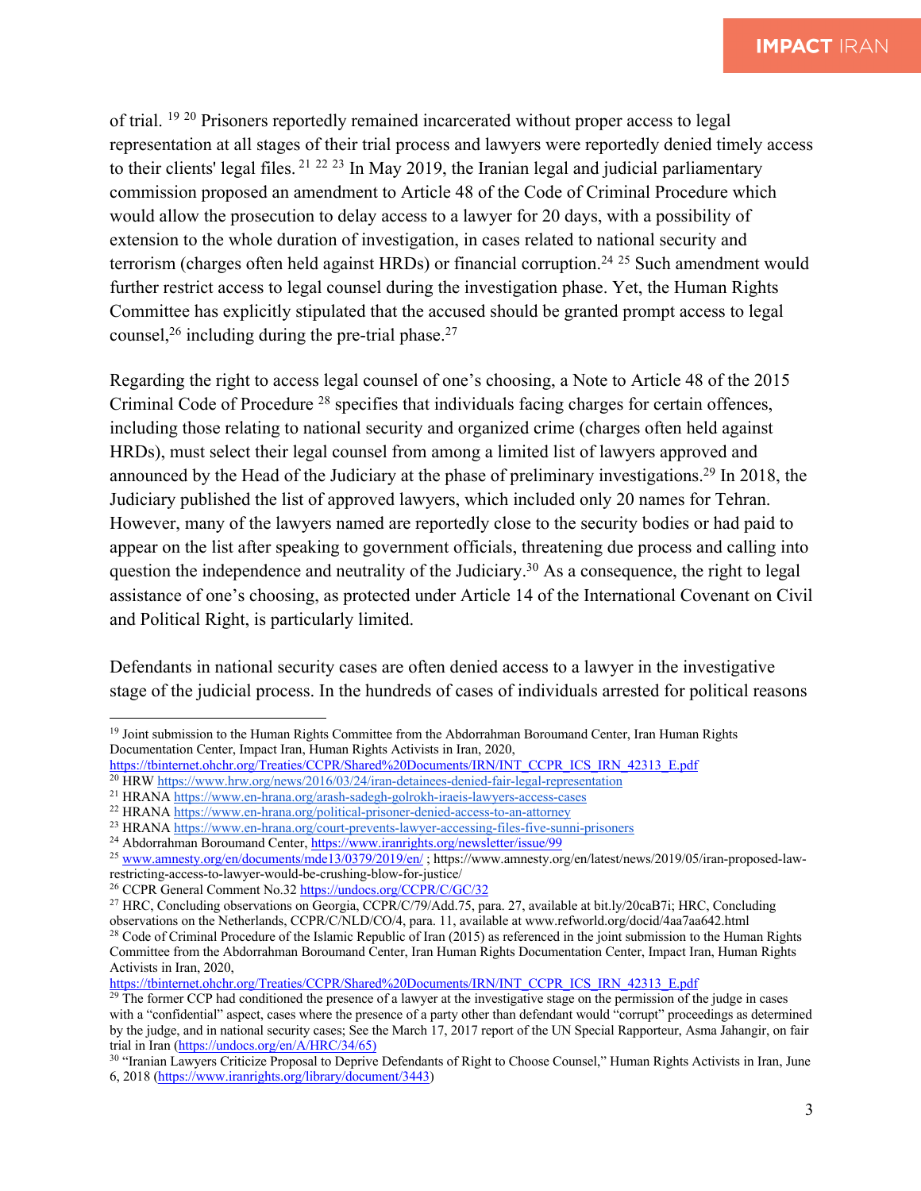of trial. [19] [20] Prisoners reportedly remained incarcerated without proper access to legal representation at all stages of their trial process and lawyers were reportedly denied timely access to their clients' legal files. [21] [22] [23] In May 2019, the Iranian legal and judicial parliamentary commission proposed an amendment to Article 48 of the Code of Criminal Procedure which would allow the prosecution to delay access to a lawyer for 20 days, with a possibility of extension to the whole duration of investigation, in cases related to national security and terrorism (charges often held against HRDs) or financial corruption.[24] [25] Such amendment would further restrict access to legal counsel during the investigation phase. Yet, the Human Rights Committee has explicitly stipulated that the accused should be granted prompt access to legal counsel,[26] including during the pre-trial phase.[27]

Regarding the right to access legal counsel of one's choosing, a Note to Article 48 of the 2015 Criminal Code of Procedure [28] specifies that individuals facing charges for certain offences, including those relating to national security and organized crime (charges often held against HRDs), must select their legal counsel from among a limited list of lawyers approved and announced by the Head of the Judiciary at the phase of preliminary investigations.[29] In 2018, the Judiciary published the list of approved lawyers, which included only 20 names for Tehran. However, many of the lawyers named are reportedly close to the security bodies or had paid to appear on the list after speaking to government officials, threatening due process and calling into question the independence and neutrality of the Judiciary.[30] As a consequence, the right to legal assistance of one's choosing, as protected under Article 14 of the International Covenant on Civil and Political Right, is particularly limited.

Defendants in national security cases are often denied access to a lawyer in the investigative stage of the judicial process. In the hundreds of cases of individuals arrested for political reasons

---

[19] Joint submission to the Human Rights Committee from the Abdorrahman Boroumand Center, Iran Human Rights Documentation Center, Impact Iran, Human Rights Activists in Iran, 2020, https://tbinternet.ohchr.org/Treaties/CCPR/Shared%20Documents/IRN/INT_CCPR_ICS_IRN_42313_E.pdf

[20] HRW https://www.hrw.org/news/2016/03/24/iran-detainees-denied-fair-legal-representation

[21] HRANA https://www.en-hrana.org/arash-sadegh-golrokh-iraeis-lawyers-access-cases

[22] HRANA https://www.en-hrana.org/political-prisoner-denied-access-to-an-attorney

[23] HRANA https://www.en-hrana.org/court-prevents-lawyer-accessing-files-five-sunni-prisoners

[24] Abdorrahman Boroumand Center, https://www.iranrights.org/newsletter/issue/99

[25] www.amnesty.org/en/documents/mde13/0379/2019/en/ ; https://www.amnesty.org/en/latest/news/2019/05/iran-proposed-law-restricting-access-to-lawyer-would-be-crushing-blow-for-justice/

[26] CCPR General Comment No.32 https://undocs.org/CCPR/C/GC/32

[27] HRC, Concluding observations on Georgia, CCPR/C/79/Add.75, para. 27, available at bit.ly/20caB7i; HRC, Concluding observations on the Netherlands, CCPR/C/NLD/CO/4, para. 11, available at www.refworld.org/docid/4aa7aa642.html

[28] Code of Criminal Procedure of the Islamic Republic of Iran (2015) as referenced in the joint submission to the Human Rights Committee from the Abdorrahman Boroumand Center, Iran Human Rights Documentation Center, Impact Iran, Human Rights Activists in Iran, 2020, https://tbinternet.ohchr.org/Treaties/CCPR/Shared%20Documents/IRN/INT_CCPR_ICS_IRN_42313_E.pdf

[29] The former CCP had conditioned the presence of a lawyer at the investigative stage on the permission of the judge in cases with a "confidential" aspect, cases where the presence of a party other than defendant would "corrupt" proceedings as determined by the judge, and in national security cases; See the March 17, 2017 report of the UN Special Rapporteur, Asma Jahangir, on fair trial in Iran (https://undocs.org/en/A/HRC/34/65)

[30] "Iranian Lawyers Criticize Proposal to Deprive Defendants of Right to Choose Counsel," Human Rights Activists in Iran, June 6, 2018 (https://www.iranrights.org/library/document/3443)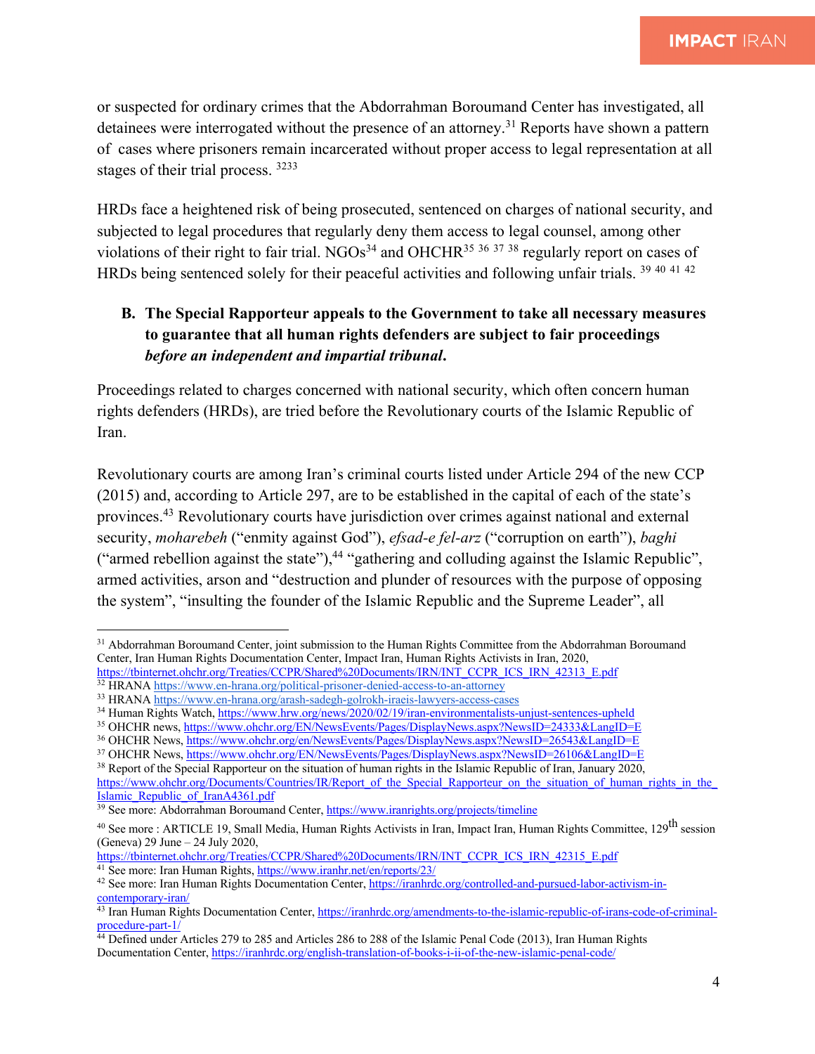or suspected for ordinary crimes that the Abdorrahman Boroumand Center has investigated, all detainees were interrogated without the presence of an attorney.[31] Reports have shown a pattern of cases where prisoners remain incarcerated without proper access to legal representation at all stages of their trial process. [32][33]

HRDs face a heightened risk of being prosecuted, sentenced on charges of national security, and subjected to legal procedures that regularly deny them access to legal counsel, among other violations of their right to fair trial. NGOs[34] and OHCHR[35] [36] [37] [38] regularly report on cases of HRDs being sentenced solely for their peaceful activities and following unfair trials. [39] [40] [41] [42]

**B. The Special Rapporteur appeals to the Government to take all necessary measures to guarantee that all human rights defenders are subject to fair proceedings *before an independent and impartial tribunal*.**

Proceedings related to charges concerned with national security, which often concern human rights defenders (HRDs), are tried before the Revolutionary courts of the Islamic Republic of Iran.

Revolutionary courts are among Iran's criminal courts listed under Article 294 of the new CCP (2015) and, according to Article 297, are to be established in the capital of each of the state's provinces.[43] Revolutionary courts have jurisdiction over crimes against national and external security, *moharebeh* ("enmity against God"), *efsad-e fel-arz* ("corruption on earth"), *baghi* ("armed rebellion against the state"),[44] "gathering and colluding against the Islamic Republic", armed activities, arson and "destruction and plunder of resources with the purpose of opposing the system", "insulting the founder of the Islamic Republic and the Supreme Leader", all

---

[31] Abdorrahman Boroumand Center, joint submission to the Human Rights Committee from the Abdorrahman Boroumand Center, Iran Human Rights Documentation Center, Impact Iran, Human Rights Activists in Iran, 2020, https://tbinternet.ohchr.org/Treaties/CCPR/Shared%20Documents/IRN/INT_CCPR_ICS_IRN_42313_E.pdf

[32] HRANA https://www.en-hrana.org/political-prisoner-denied-access-to-an-attorney

[33] HRANA https://www.en-hrana.org/arash-sadegh-golrokh-iraeis-lawyers-access-cases

[34] Human Rights Watch, https://www.hrw.org/news/2020/02/19/iran-environmentalists-unjust-sentences-upheld

[35] OHCHR news, https://www.ohchr.org/EN/NewsEvents/Pages/DisplayNews.aspx?NewsID=24333&LangID=E

[36] OHCHR News, https://www.ohchr.org/en/NewsEvents/Pages/DisplayNews.aspx?NewsID=26543&LangID=E

[37] OHCHR News, https://www.ohchr.org/EN/NewsEvents/Pages/DisplayNews.aspx?NewsID=26106&LangID=E

[38] Report of the Special Rapporteur on the situation of human rights in the Islamic Republic of Iran, January 2020, https://www.ohchr.org/Documents/Countries/IR/Report_of_the_Special_Rapporteur_on_the_situation_of_human_rights_in_the_Islamic_Republic_of_IranA4361.pdf

[39] See more: Abdorrahman Boroumand Center, https://www.iranrights.org/projects/timeline

[40] See more : ARTICLE 19, Small Media, Human Rights Activists in Iran, Impact Iran, Human Rights Committee, 129th session (Geneva) 29 June – 24 July 2020, https://tbinternet.ohchr.org/Treaties/CCPR/Shared%20Documents/IRN/INT_CCPR_ICS_IRN_42315_E.pdf

[41] See more: Iran Human Rights, https://www.iranhr.net/en/reports/23/

[42] See more: Iran Human Rights Documentation Center, https://iranhrdc.org/controlled-and-pursued-labor-activism-in-contemporary-iran/

[43] Iran Human Rights Documentation Center, https://iranhrdc.org/amendments-to-the-islamic-republic-of-irans-code-of-criminal-procedure-part-1/

[44] Defined under Articles 279 to 285 and Articles 286 to 288 of the Islamic Penal Code (2013), Iran Human Rights Documentation Center, https://iranhrdc.org/english-translation-of-books-i-ii-of-the-new-islamic-penal-code/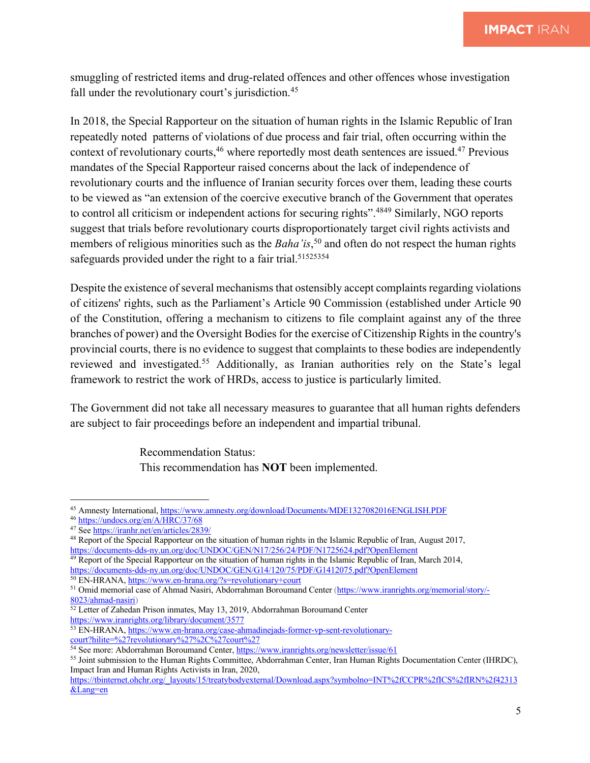smuggling of restricted items and drug-related offences and other offences whose investigation fall under the revolutionary court's jurisdiction.[45]

In 2018, the Special Rapporteur on the situation of human rights in the Islamic Republic of Iran repeatedly noted patterns of violations of due process and fair trial, often occurring within the context of revolutionary courts,[46] where reportedly most death sentences are issued.[47] Previous mandates of the Special Rapporteur raised concerns about the lack of independence of revolutionary courts and the influence of Iranian security forces over them, leading these courts to be viewed as "an extension of the coercive executive branch of the Government that operates to control all criticism or independent actions for securing rights".[48][49] Similarly, NGO reports suggest that trials before revolutionary courts disproportionately target civil rights activists and members of religious minorities such as the *Baha'is*,[50] and often do not respect the human rights safeguards provided under the right to a fair trial.[51][52][53][54]

Despite the existence of several mechanisms that ostensibly accept complaints regarding violations of citizens' rights, such as the Parliament's Article 90 Commission (established under Article 90 of the Constitution, offering a mechanism to citizens to file complaint against any of the three branches of power) and the Oversight Bodies for the exercise of Citizenship Rights in the country's provincial courts, there is no evidence to suggest that complaints to these bodies are independently reviewed and investigated.[55] Additionally, as Iranian authorities rely on the State's legal framework to restrict the work of HRDs, access to justice is particularly limited.

The Government did not take all necessary measures to guarantee that all human rights defenders are subject to fair proceedings before an independent and impartial tribunal.

Recommendation Status:
This recommendation has **NOT** been implemented.

---

[45] Amnesty International, https://www.amnesty.org/download/Documents/MDE1327082016ENGLISH.PDF

[46] https://undocs.org/en/A/HRC/37/68

[47] See https://iranhr.net/en/articles/2839/

[48] Report of the Special Rapporteur on the situation of human rights in the Islamic Republic of Iran, August 2017, https://documents-dds-ny.un.org/doc/UNDOC/GEN/N17/256/24/PDF/N1725624.pdf?OpenElement

[49] Report of the Special Rapporteur on the situation of human rights in the Islamic Republic of Iran, March 2014, https://documents-dds-ny.un.org/doc/UNDOC/GEN/G14/120/75/PDF/G1412075.pdf?OpenElement

[50] EN-HRANA, https://www.en-hrana.org/?s=revolutionary+court

[51] Omid memorial case of Ahmad Nasiri, Abdorrahman Boroumand Center (https://www.iranrights.org/memorial/story/-8023/ahmad-nasiri)

[52] Letter of Zahedan Prison inmates, May 13, 2019, Abdorrahman Boroumand Center https://www.iranrights.org/library/document/3577

[53] EN-HRANA, https://www.en-hrana.org/case-ahmadinejads-former-vp-sent-revolutionary-court?hilite=%27revolutionary%27%2C%27court%27

[54] See more: Abdorrahman Boroumand Center, https://www.iranrights.org/newsletter/issue/61

[55] Joint submission to the Human Rights Committee, Abdorrahman Center, Iran Human Rights Documentation Center (IHRDC), Impact Iran and Human Rights Activists in Iran, 2020, https://tbinternet.ohchr.org/_layouts/15/treatybodyexternal/Download.aspx?symbolno=INT%2fCCPR%2fICS%2fIRN%2f42313&Lang=en